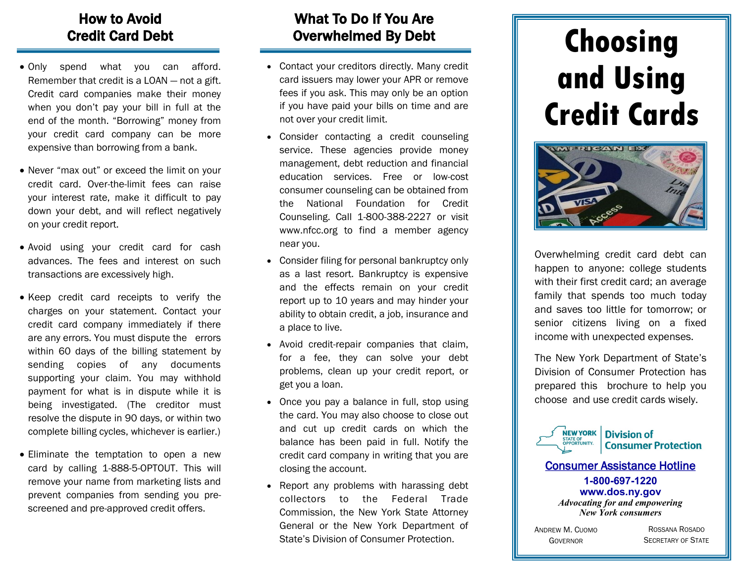## How to Avoid Credit Card Debt

- Only spend what you can afford. Remember that credit is a LOAN — not a gift. Credit card companies make their money when you don't pay your bill in full at the end of the month. "Borrowing" money from your credit card company can be more expensive than borrowing from a bank.
- Never "max out" or exceed the limit on your credit card. Over-the-limit fees can raise your interest rate, make it difficult to pay down your debt, and will reflect negatively on your credit report.
- Avoid using your credit card for cash advances. The fees and interest on such transactions are excessively high.
- Keep credit card receipts to verify the charges on your statement. Contact your credit card company immediately if there are any errors. You must dispute the errors within 60 days of the billing statement by sending copies of any documents supporting your claim. You may withhold payment for what is in dispute while it is being investigated. (The creditor must resolve the dispute in 90 days, or within two complete billing cycles, whichever is earlier.)
- Eliminate the temptation to open a new card by calling 1-888-5-OPTOUT. This will remove your name from marketing lists and prevent companies from sending you pre-screened and pre-approved credit offers.

## What To Do If You Are Overwhelmed By Debt

- Contact your creditors directly. Many credit card issuers may lower your APR or remove fees if you ask. This may only be an option if you have paid your bills on time and are not over your credit limit.
- Consider contacting a credit counseling service. These agencies provide money management, debt reduction and financial education services. Free or low-cost consumer counseling can be obtained from the National Foundation for Credit Counseling. Call 1-800-388-2227 or visit www.nfcc.org to find a member agency near you.
- Consider filing for personal bankruptcy only as a last resort. Bankruptcy is expensive and the effects remain on your credit report up to 10 years and may hinder your ability to obtain credit, a job, insurance and a place to live.
- Avoid credit-repair companies that claim, for a fee, they can solve your debt problems, clean up your credit report, or get you a loan.
- Once you pay a balance in full, stop using the card. You may also choose to close out and cut up credit cards on which the balance has been paid in full. Notify the credit card company in writing that you are closing the account.
- Report any problems with harassing debt collectors to the Federal Trade Commission, the New York State Attorney General or the New York Department of State's Division of Consumer Protection.

# Choosing and Using Credit Cards

Overwhelming credit card debt can happen to anyone: college students with their first credit card; an average family that spends too much today and saves too little for tomorrow; or senior citizens living on a fixed income with unexpected expenses.

The New York Department of State's Division of Consumer Protection has prepared this brochure to help you choose and use credit cards wisely.

NEW YORK STATE OF OPPORTUNITY. | Division of Consumer Protection

**Consumer Assistance Hotline**

**1-800-697-1220**
**www.dos.ny.gov**

***Advocating for and empowering New York consumers***

Andrew M. Cuomo
Governor

Rossana Rosado
Secretary of State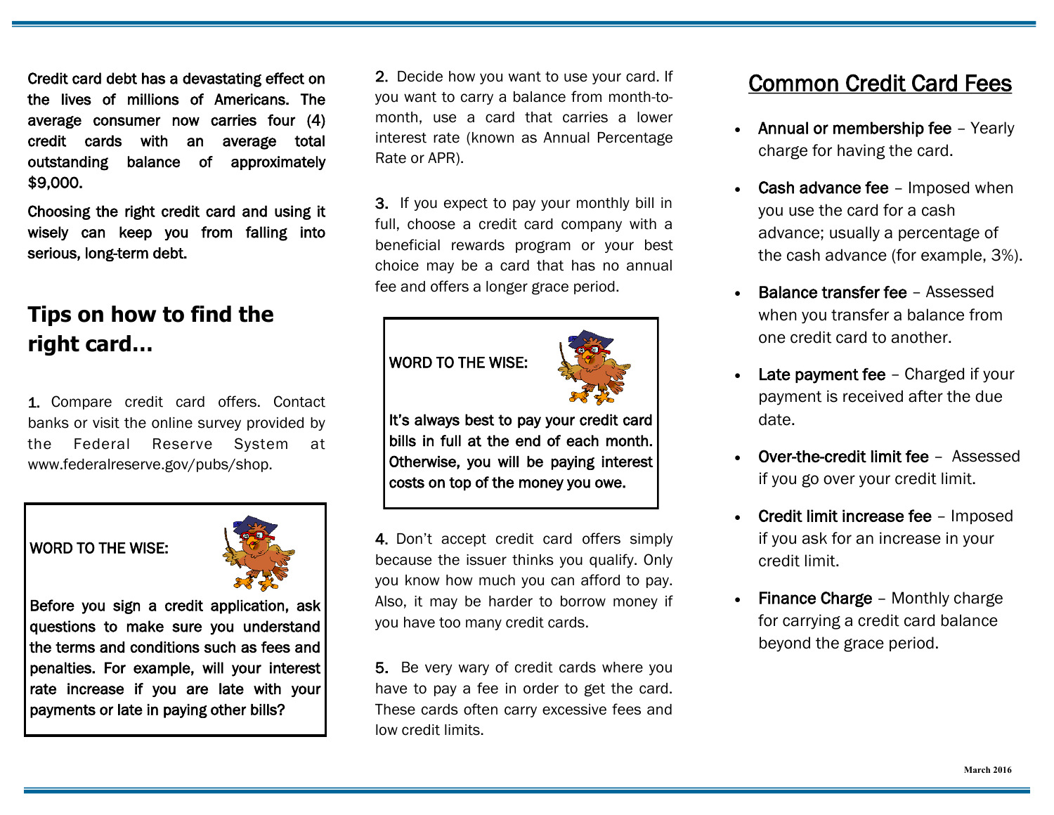**Credit card debt has a devastating effect on the lives of millions of Americans. The average consumer now carries four (4) credit cards with an average total outstanding balance of approximately $9,000.**

**Choosing the right credit card and using it wisely can keep you from falling into serious, long-term debt.**

## Tips on how to find the right card…

1. Compare credit card offers. Contact banks or visit the online survey provided by the Federal Reserve System at www.federalreserve.gov/pubs/shop.

> WORD TO THE WISE:
>
> **Before you sign a credit application, ask questions to make sure you understand the terms and conditions such as fees and penalties. For example, will your interest rate increase if you are late with your payments or late in paying other bills?**

2. Decide how you want to use your card. If you want to carry a balance from month-to-month, use a card that carries a lower interest rate (known as Annual Percentage Rate or APR).

3. If you expect to pay your monthly bill in full, choose a credit card company with a beneficial rewards program or your best choice may be a card that has no annual fee and offers a longer grace period.

> WORD TO THE WISE:
>
> **It's always best to pay your credit card bills in full at the end of each month. Otherwise, you will be paying interest costs on top of the money you owe.**

4. Don't accept credit card offers simply because the issuer thinks you qualify. Only you know how much you can afford to pay. Also, it may be harder to borrow money if you have too many credit cards.

5. Be very wary of credit cards where you have to pay a fee in order to get the card. These cards often carry excessive fees and low credit limits.

## Common Credit Card Fees

- Annual or membership fee – Yearly charge for having the card.
- Cash advance fee – Imposed when you use the card for a cash advance; usually a percentage of the cash advance (for example, 3%).
- Balance transfer fee – Assessed when you transfer a balance from one credit card to another.
- Late payment fee – Charged if your payment is received after the due date.
- Over-the-credit limit fee – Assessed if you go over your credit limit.
- Credit limit increase fee – Imposed if you ask for an increase in your credit limit.
- Finance Charge – Monthly charge for carrying a credit card balance beyond the grace period.

March 2016